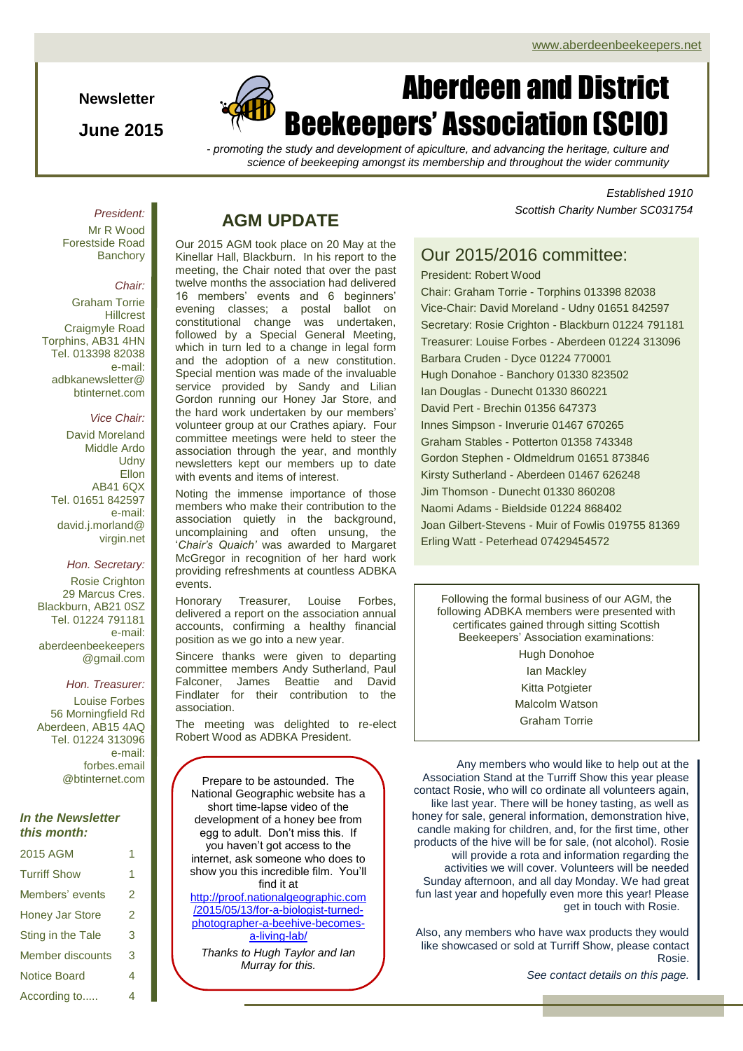www.aberdeenbeekeepers.net

**Newsletter**

**June 2015**

# Aberdeen and District Beekeepers' Association (SCIO)

*- promoting the study and development of apiculture, and advancing the heritage, culture and science of beekeeping amongst its membership and throughout the wider community*

*Established 1910*
*Scottish Charity Number SC031754*

*President:*
Mr R Wood
Forestside Road
Banchory

*Chair:*
Graham Torrie
Hillcrest
Craigmyle Road
Torphins, AB31 4HN
Tel. 013398 82038
e-mail:
adbkanewsletter@btinternet.com

*Vice Chair:*
David Moreland
Middle Ardo
Udny
Ellon
AB41 6QX
Tel. 01651 842597
e-mail:
david.j.morland@virgin.net

*Hon. Secretary:*
Rosie Crighton
29 Marcus Cres.
Blackburn, AB21 0SZ
Tel. 01224 791181
e-mail:
aberdeenbeekeepers@gmail.com

*Hon. Treasurer:*
Louise Forbes
56 Morningfield Rd
Aberdeen, AB15 4AQ
Tel. 01224 313096
e-mail:
forbes.email@btinternet.com

***In the Newsletter this month:***

| | |
|---|---|
| 2015 AGM | 1 |
| Turriff Show | 1 |
| Members' events | 2 |
| Honey Jar Store | 2 |
| Sting in the Tale | 3 |
| Member discounts | 3 |
| Notice Board | 4 |
| According to..... | 4 |

## AGM UPDATE

Our 2015 AGM took place on 20 May at the Kinellar Hall, Blackburn. In his report to the meeting, the Chair noted that over the past twelve months the association had delivered 16 members' events and 6 beginners' evening classes; a postal ballot on constitutional change was undertaken, followed by a Special General Meeting, which in turn led to a change in legal form and the adoption of a new constitution. Special mention was made of the invaluable service provided by Sandy and Lilian Gordon running our Honey Jar Store, and the hard work undertaken by our members' volunteer group at our Crathes apiary. Four committee meetings were held to steer the association through the year, and monthly newsletters kept our members up to date with events and items of interest.

Noting the immense importance of those members who make their contribution to the association quietly in the background, uncomplaining and often unsung, the '*Chair's Quaich*' was awarded to Margaret McGregor in recognition of her hard work providing refreshments at countless ADBKA events.

Honorary Treasurer, Louise Forbes, delivered a report on the association annual accounts, confirming a healthy financial position as we go into a new year.

Sincere thanks were given to departing committee members Andy Sutherland, Paul Falconer, James Beattie and David Findlater for their contribution to the association.

The meeting was delighted to re-elect Robert Wood as ADBKA President.

Prepare to be astounded. The National Geographic website has a short time-lapse video of the development of a honey bee from egg to adult. Don't miss this. If you haven't got access to the internet, ask someone who does to show you this incredible film. You'll find it at
http://proof.nationalgeographic.com/2015/05/13/for-a-biologist-turned-photographer-a-beehive-becomes-a-living-lab/

*Thanks to Hugh Taylor and Ian Murray for this.*

## Our 2015/2016 committee:

President: Robert Wood
Chair: Graham Torrie - Torphins 013398 82038
Vice-Chair: David Moreland - Udny 01651 842597
Secretary: Rosie Crighton - Blackburn 01224 791181
Treasurer: Louise Forbes - Aberdeen 01224 313096
Barbara Cruden - Dyce 01224 770001
Hugh Donahoe - Banchory 01330 823502
Ian Douglas - Dunecht 01330 860221
David Pert - Brechin 01356 647373
Innes Simpson - Inverurie 01467 670265
Graham Stables - Potterton 01358 743348
Gordon Stephen - Oldmeldrum 01651 873846
Kirsty Sutherland - Aberdeen 01467 626248
Jim Thomson - Dunecht 01330 860208
Naomi Adams - Bieldside 01224 868402
Joan Gilbert-Stevens - Muir of Fowlis 019755 81369
Erling Watt - Peterhead 07429454572

Following the formal business of our AGM, the following ADBKA members were presented with certificates gained through sitting Scottish Beekeepers' Association examinations:

Hugh Donohoe
Ian Mackley
Kitta Potgieter
Malcolm Watson
Graham Torrie

Any members who would like to help out at the Association Stand at the Turriff Show this year please contact Rosie, who will co ordinate all volunteers again, like last year. There will be honey tasting, as well as honey for sale, general information, demonstration hive, candle making for children, and, for the first time, other products of the hive will be for sale, (not alcohol). Rosie will provide a rota and information regarding the activities we will cover. Volunteers will be needed Sunday afternoon, and all day Monday. We had great fun last year and hopefully even more this year! Please get in touch with Rosie.

Also, any members who have wax products they would like showcased or sold at Turriff Show, please contact Rosie.

*See contact details on this page.*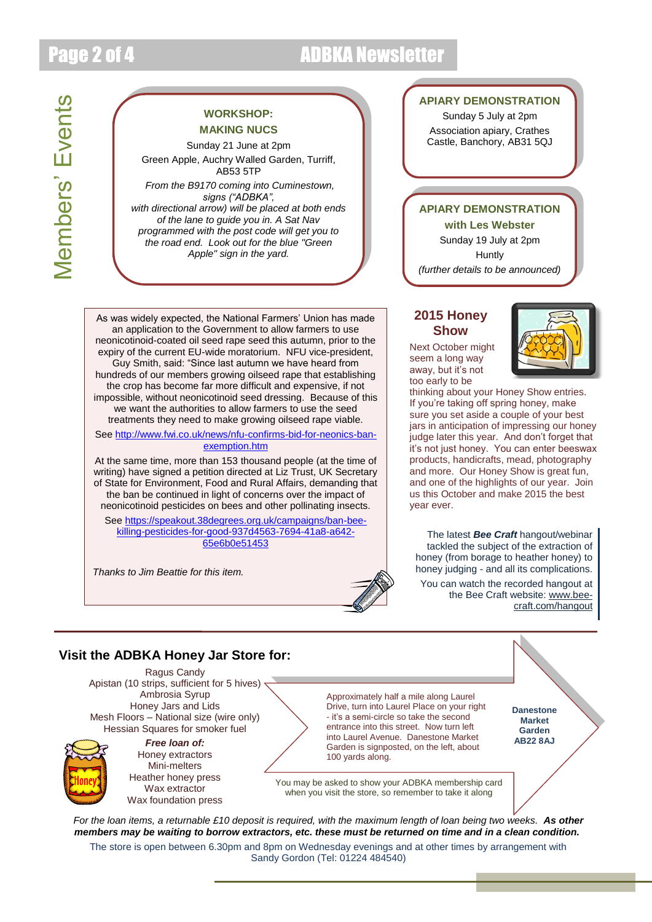# Members' Events

### WORKSHOP: MAKING NUCS

Sunday 21 June at 2pm

Green Apple, Auchry Walled Garden, Turriff, AB53 5TP

*From the B9170 coming into Cuminestown, signs ("ADBKA", with directional arrow) will be placed at both ends of the lane to guide you in. A Sat Nav programmed with the post code will get you to the road end. Look out for the blue "Green Apple" sign in the yard.*

### APIARY DEMONSTRATION

Sunday 5 July at 2pm

Association apiary, Crathes Castle, Banchory, AB31 5QJ

### APIARY DEMONSTRATION with Les Webster

Sunday 19 July at 2pm

Huntly

*(further details to be announced)*

As was widely expected, the National Farmers' Union has made an application to the Government to allow farmers to use neonicotinoid-coated oil seed rape seed this autumn, prior to the expiry of the current EU-wide moratorium. NFU vice-president, Guy Smith, said: "Since last autumn we have heard from hundreds of our members growing oilseed rape that establishing the crop has become far more difficult and expensive, if not impossible, without neonicotinoid seed dressing. Because of this we want the authorities to allow farmers to use the seed treatments they need to make growing oilseed rape viable.

See http://www.fwi.co.uk/news/nfu-confirms-bid-for-neonics-ban-exemption.htm

At the same time, more than 153 thousand people (at the time of writing) have signed a petition directed at Liz Trust, UK Secretary of State for Environment, Food and Rural Affairs, demanding that the ban be continued in light of concerns over the impact of neonicotinoid pesticides on bees and other pollinating insects.

See https://speakout.38degrees.org.uk/campaigns/ban-bee-killing-pesticides-for-good-937d4563-7694-41a8-a642-65e6b0e51453

*Thanks to Jim Beattie for this item.*

## 2015 Honey Show

Next October might seem a long way away, but it's not too early to be thinking about your Honey Show entries. If you're taking off spring honey, make sure you set aside a couple of your best jars in anticipation of impressing our honey judge later this year. And don't forget that it's not just honey. You can enter beeswax products, handicrafts, mead, photography and more. Our Honey Show is great fun, and one of the highlights of our year. Join us this October and make 2015 the best year ever.

The latest ***Bee Craft*** hangout/webinar tackled the subject of the extraction of honey (from borage to heather honey) to honey judging - and all its complications.

You can watch the recorded hangout at the Bee Craft website: www.bee-craft.com/hangout

## Visit the ADBKA Honey Jar Store for:

Ragus Candy
Apistan (10 strips, sufficient for 5 hives)
Ambrosia Syrup
Honey Jars and Lids
Mesh Floors – National size (wire only)
Hessian Squares for smoker fuel

***Free loan of:***

Honey extractors
Mini-melters
Heather honey press
Wax extractor
Wax foundation press

Approximately half a mile along Laurel Drive, turn into Laurel Place on your right - it's a semi-circle so take the second entrance into this street. Now turn left into Laurel Avenue. Danestone Market Garden is signposted, on the left, about 100 yards along.

**Danestone Market Garden AB22 8AJ**

You may be asked to show your ADBKA membership card when you visit the store, so remember to take it along

*For the loan items, a returnable £10 deposit is required, with the maximum length of loan being two weeks.* ***As other members may be waiting to borrow extractors, etc. these must be returned on time and in a clean condition.***

The store is open between 6.30pm and 8pm on Wednesday evenings and at other times by arrangement with Sandy Gordon (Tel: 01224 484540)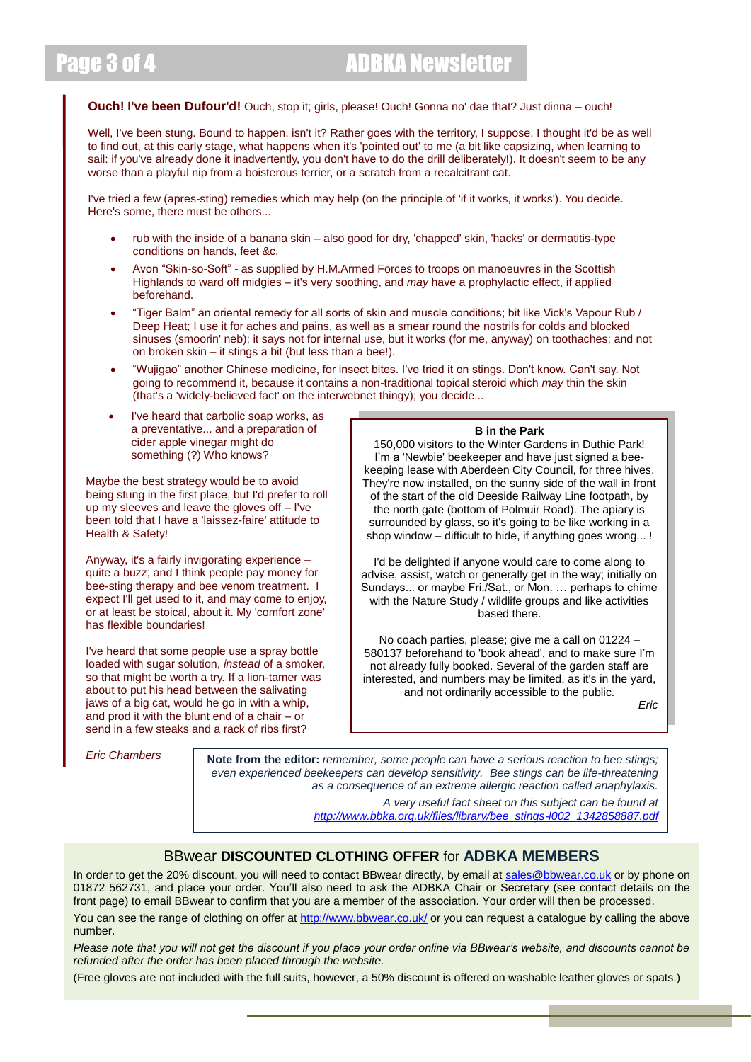**Ouch! I've been Dufour'd!** Ouch, stop it; girls, please! Ouch! Gonna no' dae that? Just dinna – ouch!

Well, I've been stung. Bound to happen, isn't it? Rather goes with the territory, I suppose. I thought it'd be as well to find out, at this early stage, what happens when it's 'pointed out' to me (a bit like capsizing, when learning to sail: if you've already done it inadvertently, you don't have to do the drill deliberately!). It doesn't seem to be any worse than a playful nip from a boisterous terrier, or a scratch from a recalcitrant cat.

I've tried a few (apres-sting) remedies which may help (on the principle of 'if it works, it works'). You decide. Here's some, there must be others...

- rub with the inside of a banana skin – also good for dry, 'chapped' skin, 'hacks' or dermatitis-type conditions on hands, feet &c.
- Avon "Skin-so-Soft" - as supplied by H.M.Armed Forces to troops on manoeuvres in the Scottish Highlands to ward off midgies – it's very soothing, and *may* have a prophylactic effect, if applied beforehand.
- "Tiger Balm" an oriental remedy for all sorts of skin and muscle conditions; bit like Vick's Vapour Rub / Deep Heat; I use it for aches and pains, as well as a smear round the nostrils for colds and blocked sinuses (smoorin' neb); it says not for internal use, but it works (for me, anyway) on toothaches; and not on broken skin – it stings a bit (but less than a bee!).
- "Wujigao" another Chinese medicine, for insect bites. I've tried it on stings. Don't know. Can't say. Not going to recommend it, because it contains a non-traditional topical steroid which *may* thin the skin (that's a 'widely-believed fact' on the interwebnet thingy); you decide...
- I've heard that carbolic soap works, as a preventative... and a preparation of cider apple vinegar might do something (?) Who knows?

Maybe the best strategy would be to avoid being stung in the first place, but I'd prefer to roll up my sleeves and leave the gloves off – I've been told that I have a 'laissez-faire' attitude to Health & Safety!

Anyway, it's a fairly invigorating experience – quite a buzz; and I think people pay money for bee-sting therapy and bee venom treatment. I expect I'll get used to it, and may come to enjoy, or at least be stoical, about it. My 'comfort zone' has flexible boundaries!

I've heard that some people use a spray bottle loaded with sugar solution, *instead* of a smoker, so that might be worth a try. If a lion-tamer was about to put his head between the salivating jaws of a big cat, would he go in with a whip, and prod it with the blunt end of a chair – or send in a few steaks and a rack of ribs first?

*Eric Chambers*

**B in the Park**

150,000 visitors to the Winter Gardens in Duthie Park! I'm a 'Newbie' beekeeper and have just signed a bee-keeping lease with Aberdeen City Council, for three hives. They're now installed, on the sunny side of the wall in front of the start of the old Deeside Railway Line footpath, by the north gate (bottom of Polmuir Road). The apiary is surrounded by glass, so it's going to be like working in a shop window – difficult to hide, if anything goes wrong... !

I'd be delighted if anyone would care to come along to advise, assist, watch or generally get in the way; initially on Sundays... or maybe Fri./Sat., or Mon. … perhaps to chime with the Nature Study / wildlife groups and like activities based there.

No coach parties, please; give me a call on 01224 – 580137 beforehand to 'book ahead', and to make sure I'm not already fully booked. Several of the garden staff are interested, and numbers may be limited, as it's in the yard, and not ordinarily accessible to the public.

*Eric*

**Note from the editor:** *remember, some people can have a serious reaction to bee stings; even experienced beekeepers can develop sensitivity. Bee stings can be life-threatening as a consequence of an extreme allergic reaction called anaphylaxis.*

*A very useful fact sheet on this subject can be found at http://www.bbka.org.uk/files/library/bee_stings-l002_1342858887.pdf*

## BBwear **DISCOUNTED CLOTHING OFFER** for **ADBKA MEMBERS**

In order to get the 20% discount, you will need to contact BBwear directly, by email at sales@bbwear.co.uk or by phone on 01872 562731, and place your order. You'll also need to ask the ADBKA Chair or Secretary (see contact details on the front page) to email BBwear to confirm that you are a member of the association. Your order will then be processed.

You can see the range of clothing on offer at http://www.bbwear.co.uk/ or you can request a catalogue by calling the above number.

*Please note that you will not get the discount if you place your order online via BBwear's website, and discounts cannot be refunded after the order has been placed through the website.*

(Free gloves are not included with the full suits, however, a 50% discount is offered on washable leather gloves or spats.)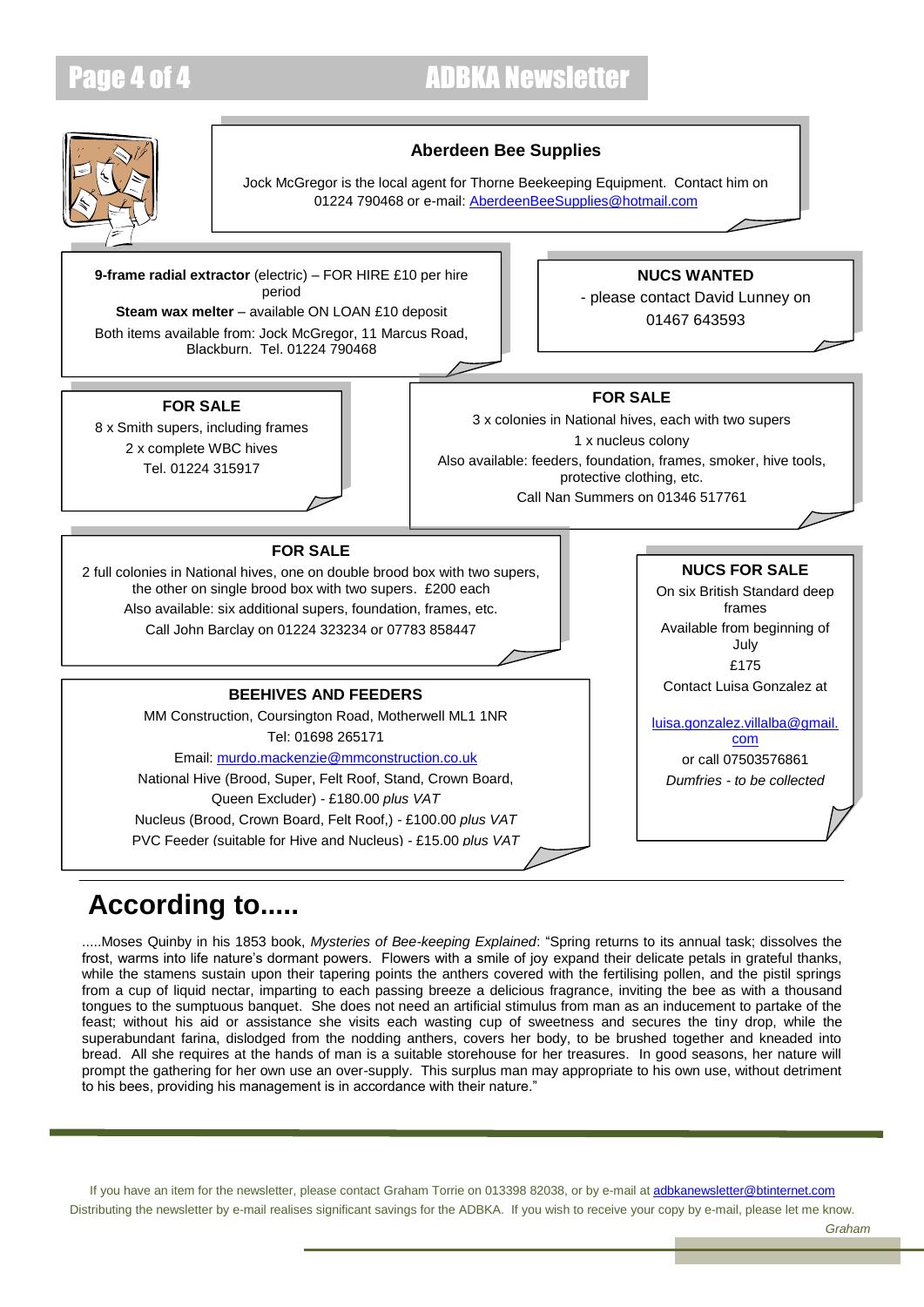### Aberdeen Bee Supplies

Jock McGregor is the local agent for Thorne Beekeeping Equipment. Contact him on 01224 790468 or e-mail: AberdeenBeeSupplies@hotmail.com

**9-frame radial extractor** (electric) – FOR HIRE £10 per hire period

**Steam wax melter** – available ON LOAN £10 deposit

Both items available from: Jock McGregor, 11 Marcus Road, Blackburn. Tel. 01224 790468

**NUCS WANTED**

- please contact David Lunney on 01467 643593

**FOR SALE**

8 x Smith supers, including frames

2 x complete WBC hives

Tel. 01224 315917

**FOR SALE**

3 x colonies in National hives, each with two supers

1 x nucleus colony

Also available: feeders, foundation, frames, smoker, hive tools, protective clothing, etc.

Call Nan Summers on 01346 517761

**FOR SALE**

2 full colonies in National hives, one on double brood box with two supers, the other on single brood box with two supers. £200 each

Also available: six additional supers, foundation, frames, etc.

Call John Barclay on 01224 323234 or 07783 858447

**NUCS FOR SALE**

On six British Standard deep frames

Available from beginning of July

£175

Contact Luisa Gonzalez at

luisa.gonzalez.villalba@gmail.com

or call 07503576861

*Dumfries - to be collected*

**BEEHIVES AND FEEDERS**

MM Construction, Coursington Road, Motherwell ML1 1NR

Tel: 01698 265171

Email: murdo.mackenzie@mmconstruction.co.uk

National Hive (Brood, Super, Felt Roof, Stand, Crown Board, Queen Excluder) - £180.00 *plus VAT*

Nucleus (Brood, Crown Board, Felt Roof,) - £100.00 *plus VAT*

PVC Feeder (suitable for Hive and Nucleus) - £15.00 *plus VAT*

# According to.....

.....Moses Quinby in his 1853 book, *Mysteries of Bee-keeping Explained*: “Spring returns to its annual task; dissolves the frost, warms into life nature’s dormant powers. Flowers with a smile of joy expand their delicate petals in grateful thanks, while the stamens sustain upon their tapering points the anthers covered with the fertilising pollen, and the pistil springs from a cup of liquid nectar, imparting to each passing breeze a delicious fragrance, inviting the bee as with a thousand tongues to the sumptuous banquet. She does not need an artificial stimulus from man as an inducement to partake of the feast; without his aid or assistance she visits each wasting cup of sweetness and secures the tiny drop, while the superabundant farina, dislodged from the nodding anthers, covers her body, to be brushed together and kneaded into bread. All she requires at the hands of man is a suitable storehouse for her treasures. In good seasons, her nature will prompt the gathering for her own use an over-supply. This surplus man may appropriate to his own use, without detriment to his bees, providing his management is in accordance with their nature.”

If you have an item for the newsletter, please contact Graham Torrie on 013398 82038, or by e-mail at adbkanewsletter@btinternet.com

Distributing the newsletter by e-mail realises significant savings for the ADBKA. If you wish to receive your copy by e-mail, please let me know.

*Graham*